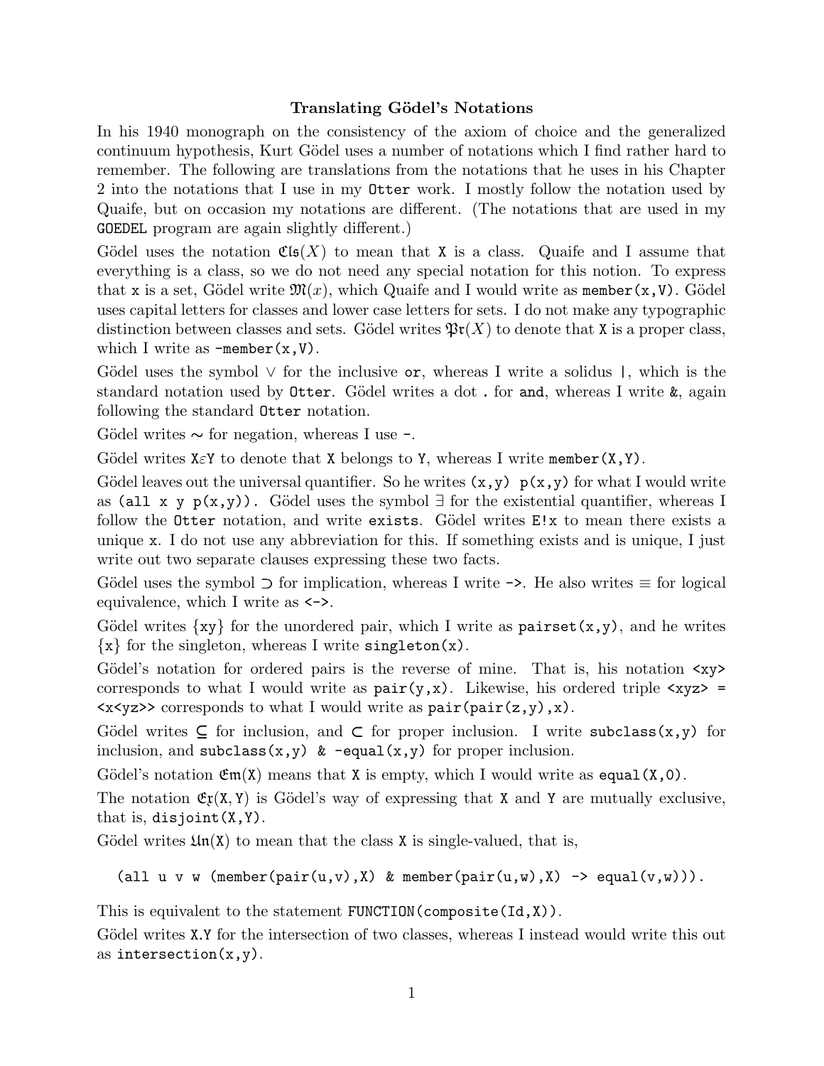# Translating Gödel's Notations

In his 1940 monograph on the consistency of the axiom of choice and the generalized continuum hypothesis, Kurt Gödel uses a number of notations which I find rather hard to remember. The following are translations from the notations that he uses in his Chapter 2 into the notations that I use in my `Otter` work. I mostly follow the notation used by Quaife, but on occasion my notations are different. (The notations that are used in my `GOEDEL` program are again slightly different.)

Gödel uses the notation $\mathfrak{Cls}(X)$ to mean that `X` is a class. Quaife and I assume that everything is a class, so we do not need any special notation for this notion. To express that `x` is a set, Gödel write $\mathfrak{M}(x)$, which Quaife and I would write as `member(x,V)`. Gödel uses capital letters for classes and lower case letters for sets. I do not make any typographic distinction between classes and sets. Gödel writes $\mathfrak{Pr}(X)$ to denote that `X` is a proper class, which I write as `-member(x,V)`.

Gödel uses the symbol $\vee$ for the inclusive `or`, whereas I write a solidus `|`, which is the standard notation used by `Otter`. Gödel writes a dot `.` for `and`, whereas I write `&`, again following the standard `Otter` notation.

Gödel writes $\sim$ for negation, whereas I use `-`.

Gödel writes `X`$\varepsilon$`Y` to denote that `X` belongs to `Y`, whereas I write `member(X,Y)`.

Gödel leaves out the universal quantifier. So he writes `(x,y) p(x,y)` for what I would write as `(all x y p(x,y))`. Gödel uses the symbol $\exists$ for the existential quantifier, whereas I follow the `Otter` notation, and write `exists`. Gödel writes `E!x` to mean there exists a unique `x`. I do not use any abbreviation for this. If something exists and is unique, I just write out two separate clauses expressing these two facts.

Gödel uses the symbol $\supset$ for implication, whereas I write `->`. He also writes $\equiv$ for logical equivalence, which I write as `<->`.

Gödel writes $\{xy\}$ for the unordered pair, which I write as `pairset(x,y)`, and he writes $\{x\}$ for the singleton, whereas I write `singleton(x)`.

Gödel's notation for ordered pairs is the reverse of mine. That is, his notation `<xy>` corresponds to what I would write as `pair(y,x)`. Likewise, his ordered triple `<xyz> = <x<yz>>` corresponds to what I would write as `pair(pair(z,y),x)`.

Gödel writes $\subseteq$ for inclusion, and $\subset$ for proper inclusion. I write `subclass(x,y)` for inclusion, and `subclass(x,y) & -equal(x,y)` for proper inclusion.

Gödel's notation $\mathfrak{Em}$(`X`) means that `X` is empty, which I would write as `equal(X,0)`.

The notation $\mathfrak{Ex}$(`X, Y`) is Gödel's way of expressing that `X` and `Y` are mutually exclusive, that is, `disjoint(X,Y)`.

Gödel writes $\mathfrak{Un}$(`X`) to mean that the class `X` is single-valued, that is,

```
(all u v w (member(pair(u,v),X) & member(pair(u,w),X) -> equal(v,w))).
```

This is equivalent to the statement `FUNCTION(composite(Id,X))`.

Gödel writes `X.Y` for the intersection of two classes, whereas I instead would write this out as `intersection(x,y)`.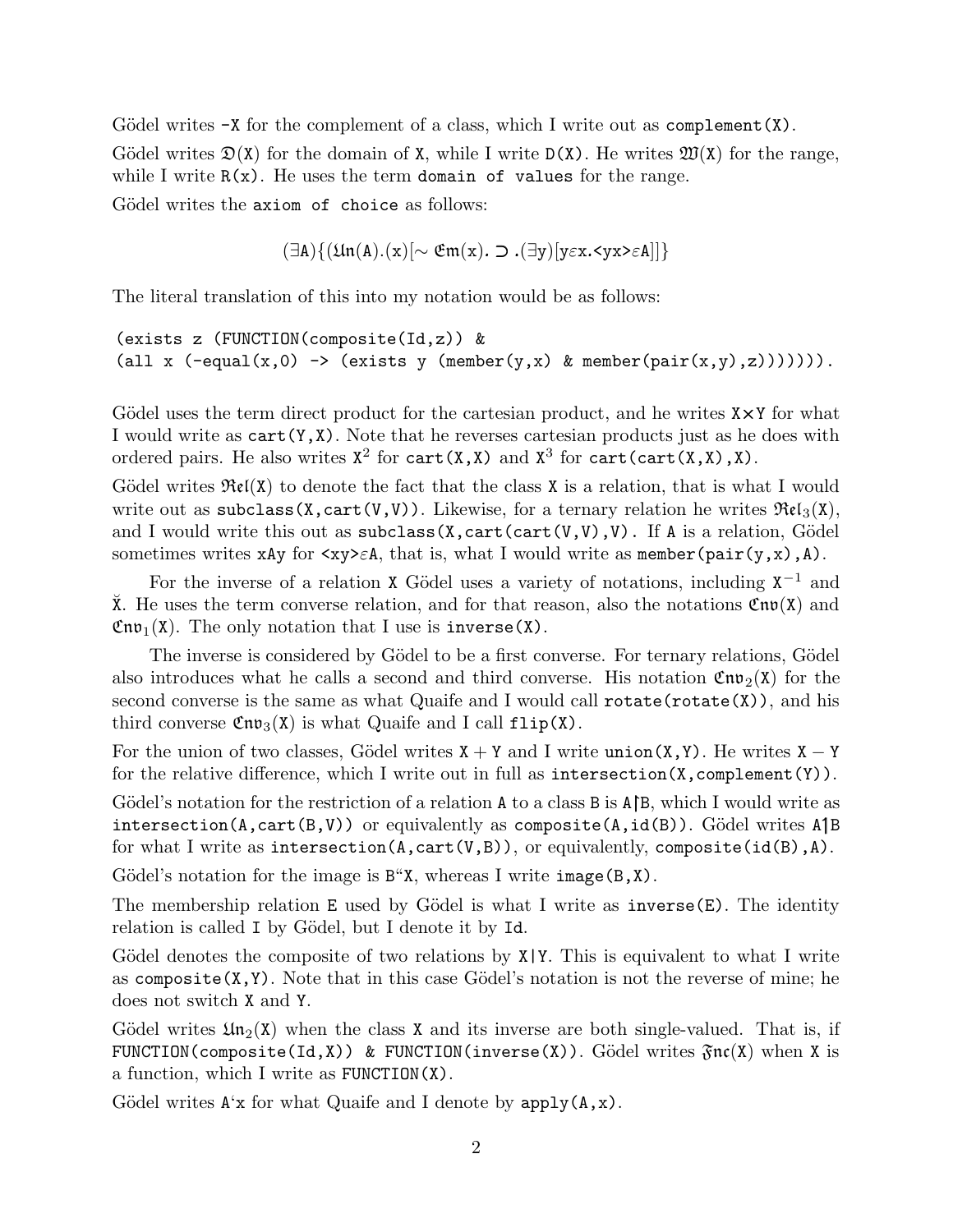Gödel writes `-X` for the complement of a class, which I write out as `complement(X)`.

Gödel writes $\mathfrak{D}$(X) for the domain of X, while I write `D(X)`. He writes $\mathfrak{W}$(X) for the range, while I write `R(x)`. He uses the term `domain of values` for the range.

Gödel writes the `axiom of choice` as follows:

$$(\exists \mathtt{A})\{(\mathfrak{Un}(\mathtt{A}).(\mathtt{x})[\sim \mathfrak{Em}(\mathtt{x}). \supset .(\exists \mathtt{y})[\mathtt{y}\varepsilon\mathtt{x}.\mathtt{<yx>}\varepsilon\mathtt{A}]]\}$$

The literal translation of this into my notation would be as follows:

```
(exists z (FUNCTION(composite(Id,z)) &
(all x (-equal(x,0) -> (exists y (member(y,x) & member(pair(x,y),z))))))).
```

Gödel uses the term direct product for the cartesian product, and he writes X×Y for what I would write as `cart(Y,X)`. Note that he reverses cartesian products just as he does with ordered pairs. He also writes $\mathtt{X}^2$ for `cart(X,X)` and $\mathtt{X}^3$ for `cart(cart(X,X),X)`.

Gödel writes $\mathfrak{Rel}$(X) to denote the fact that the class X is a relation, that is what I would write out as `subclass(X,cart(V,V))`. Likewise, for a ternary relation he writes $\mathfrak{Rel}_3$(X), and I would write this out as `subclass(X,cart(cart(V,V),V)`. If A is a relation, Gödel sometimes writes `xAy` for <xy>εA, that is, what I would write as `member(pair(y,x),A)`.

For the inverse of a relation X Gödel uses a variety of notations, including $\mathtt{X}^{-1}$ and $\breve{\mathtt{X}}$. He uses the term converse relation, and for that reason, also the notations $\mathfrak{Cnv}$(X) and $\mathfrak{Cnv}_1$(X). The only notation that I use is `inverse(X)`.

The inverse is considered by Gödel to be a first converse. For ternary relations, Gödel also introduces what he calls a second and third converse. His notation $\mathfrak{Cnv}_2$(X) for the second converse is the same as what Quaife and I would call `rotate(rotate(X))`, and his third converse $\mathfrak{Cnv}_3$(X) is what Quaife and I call `flip(X)`.

For the union of two classes, Gödel writes X + Y and I write `union(X,Y)`. He writes X − Y for the relative difference, which I write out in full as `intersection(X,complement(Y))`.

Gödel's notation for the restriction of a relation A to a class B is A↾B, which I would write as `intersection(A,cart(B,V))` or equivalently as `composite(A,id(B))`. Gödel writes A↿B for what I write as `intersection(A,cart(V,B))`, or equivalently, `composite(id(B),A)`.

Gödel's notation for the image is B“X, whereas I write `image(B,X)`.

The membership relation E used by Gödel is what I write as `inverse(E)`. The identity relation is called I by Gödel, but I denote it by `Id`.

Gödel denotes the composite of two relations by X|Y. This is equivalent to what I write as `composite(X,Y)`. Note that in this case Gödel's notation is not the reverse of mine; he does not switch X and Y.

Gödel writes $\mathfrak{Un}_2$(X) when the class X and its inverse are both single-valued. That is, if `FUNCTION(composite(Id,X)) & FUNCTION(inverse(X))`. Gödel writes $\mathfrak{Fnc}$(X) when X is a function, which I write as `FUNCTION(X)`.

Gödel writes A‘x for what Quaife and I denote by `apply(A,x)`.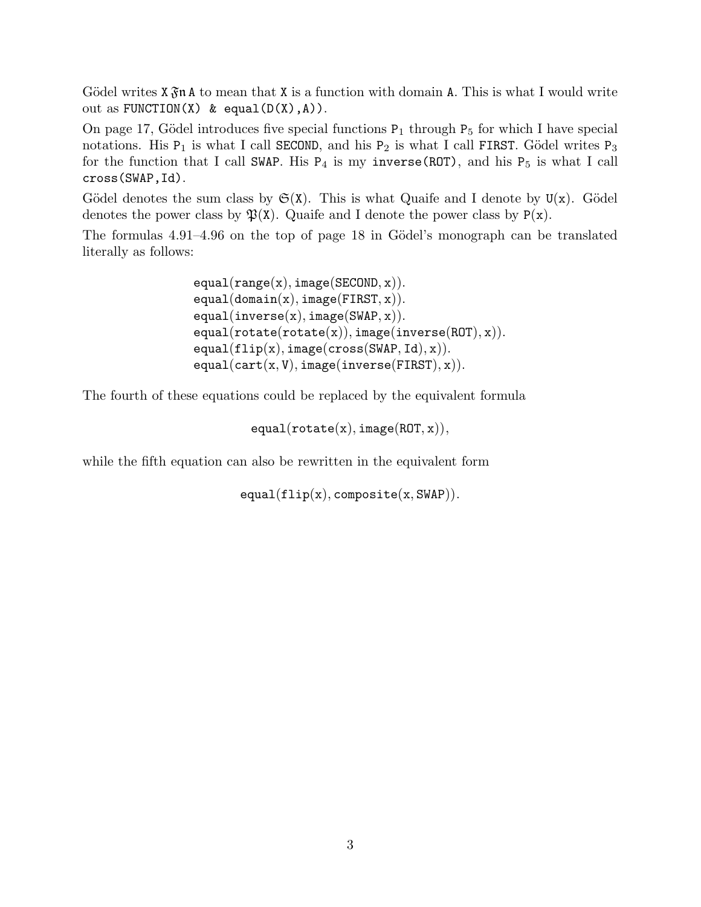Gödel writes $\mathtt{X}\,\mathfrak{Fn}\,\mathtt{A}$ to mean that `X` is a function with domain `A`. This is what I would write out as `FUNCTION(X) & equal(D(X),A))`.

On page 17, Gödel introduces five special functions $\mathtt{P}_1$ through $\mathtt{P}_5$ for which I have special notations. His $\mathtt{P}_1$ is what I call `SECOND`, and his $\mathtt{P}_2$ is what I call `FIRST`. Gödel writes $\mathtt{P}_3$ for the function that I call `SWAP`. His $\mathtt{P}_4$ is my `inverse(ROT)`, and his $\mathtt{P}_5$ is what I call `cross(SWAP,Id)`.

Gödel denotes the sum class by $\mathfrak{S}(\mathtt{X})$. This is what Quaife and I denote by `U(x)`. Gödel denotes the power class by $\mathfrak{P}(\mathtt{X})$. Quaife and I denote the power class by `P(x)`.

The formulas 4.91–4.96 on the top of page 18 in Gödel's monograph can be translated literally as follows:

```
equal(range(x), image(SECOND, x)).
equal(domain(x), image(FIRST, x)).
equal(inverse(x), image(SWAP, x)).
equal(rotate(rotate(x)), image(inverse(ROT), x)).
equal(flip(x), image(cross(SWAP, Id), x)).
equal(cart(x, V), image(inverse(FIRST), x)).
```

The fourth of these equations could be replaced by the equivalent formula

```
equal(rotate(x), image(ROT, x)),
```

while the fifth equation can also be rewritten in the equivalent form

```
equal(flip(x), composite(x, SWAP)).
```